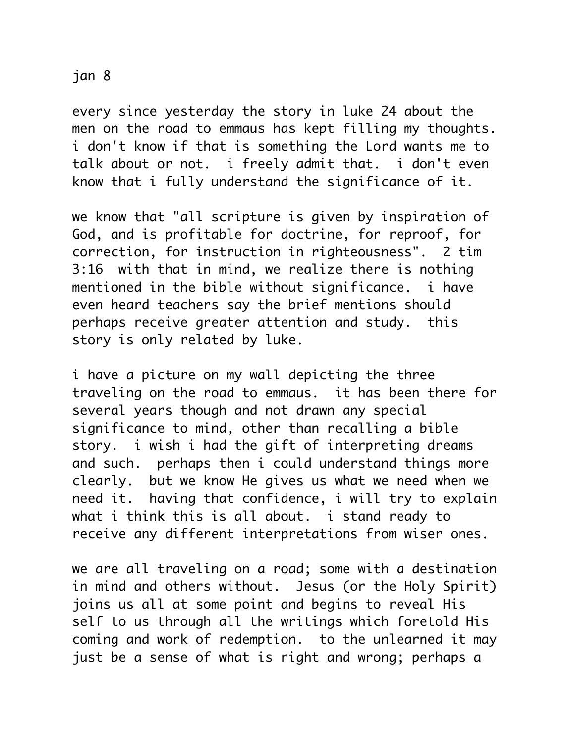jan 8

every since yesterday the story in luke 24 about the men on the road to emmaus has kept filling my thoughts. i don't know if that is something the Lord wants me to talk about or not. i freely admit that. i don't even know that i fully understand the significance of it.

we know that "all scripture is given by inspiration of God, and is profitable for doctrine, for reproof, for correction, for instruction in righteousness". 2 tim 3:16 with that in mind, we realize there is nothing mentioned in the bible without significance. i have even heard teachers say the brief mentions should perhaps receive greater attention and study. this story is only related by luke.

i have a picture on my wall depicting the three traveling on the road to emmaus. it has been there for several years though and not drawn any special significance to mind, other than recalling a bible story. i wish i had the gift of interpreting dreams and such. perhaps then i could understand things more clearly. but we know He gives us what we need when we need it. having that confidence, i will try to explain what i think this is all about. i stand ready to receive any different interpretations from wiser ones.

we are all traveling on a road; some with a destination in mind and others without. Jesus (or the Holy Spirit) joins us all at some point and begins to reveal His self to us through all the writings which foretold His coming and work of redemption. to the unlearned it may just be a sense of what is right and wrong; perhaps a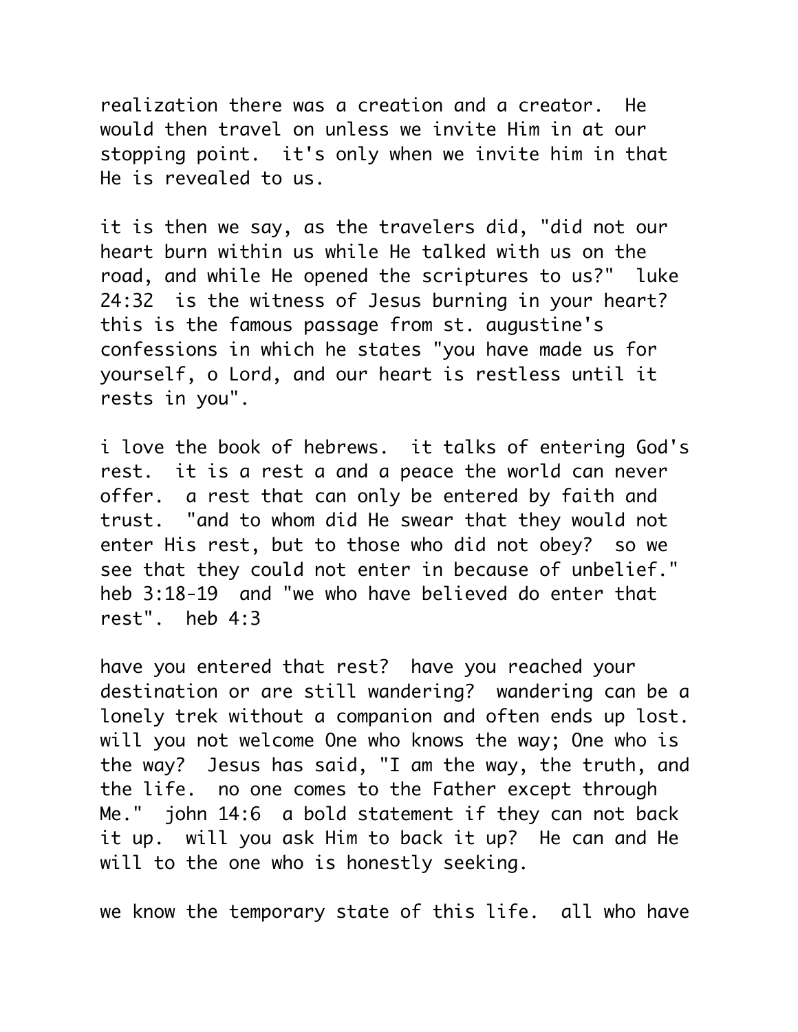realization there was a creation and a creator. He would then travel on unless we invite Him in at our stopping point. it's only when we invite him in that He is revealed to us.

it is then we say, as the travelers did, "did not our heart burn within us while He talked with us on the road, and while He opened the scriptures to us?" luke 24:32 is the witness of Jesus burning in your heart? this is the famous passage from st. augustine's confessions in which he states "you have made us for yourself, o Lord, and our heart is restless until it rests in you".

i love the book of hebrews. it talks of entering God's rest. it is a rest a and a peace the world can never offer. a rest that can only be entered by faith and trust. "and to whom did He swear that they would not enter His rest, but to those who did not obey? so we see that they could not enter in because of unbelief." heb 3:18-19 and "we who have believed do enter that rest". heb 4:3

have you entered that rest? have you reached your destination or are still wandering? wandering can be a lonely trek without a companion and often ends up lost. will you not welcome One who knows the way; One who is the way? Jesus has said, "I am the way, the truth, and the life. no one comes to the Father except through Me." john 14:6 a bold statement if they can not back it up. will you ask Him to back it up? He can and He will to the one who is honestly seeking.

we know the temporary state of this life. all who have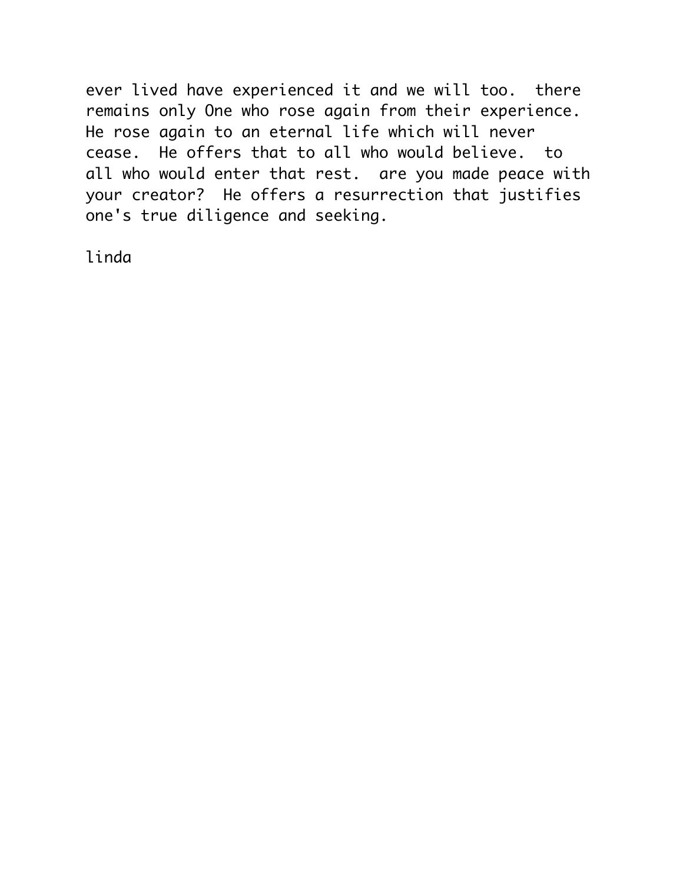ever lived have experienced it and we will too.  there remains only One who rose again from their experience.  He rose again to an eternal life which will never cease.  He offers that to all who would believe.  to all who would enter that rest.  are you made peace with your creator?  He offers a resurrection that justifies one's true diligence and seeking.

linda